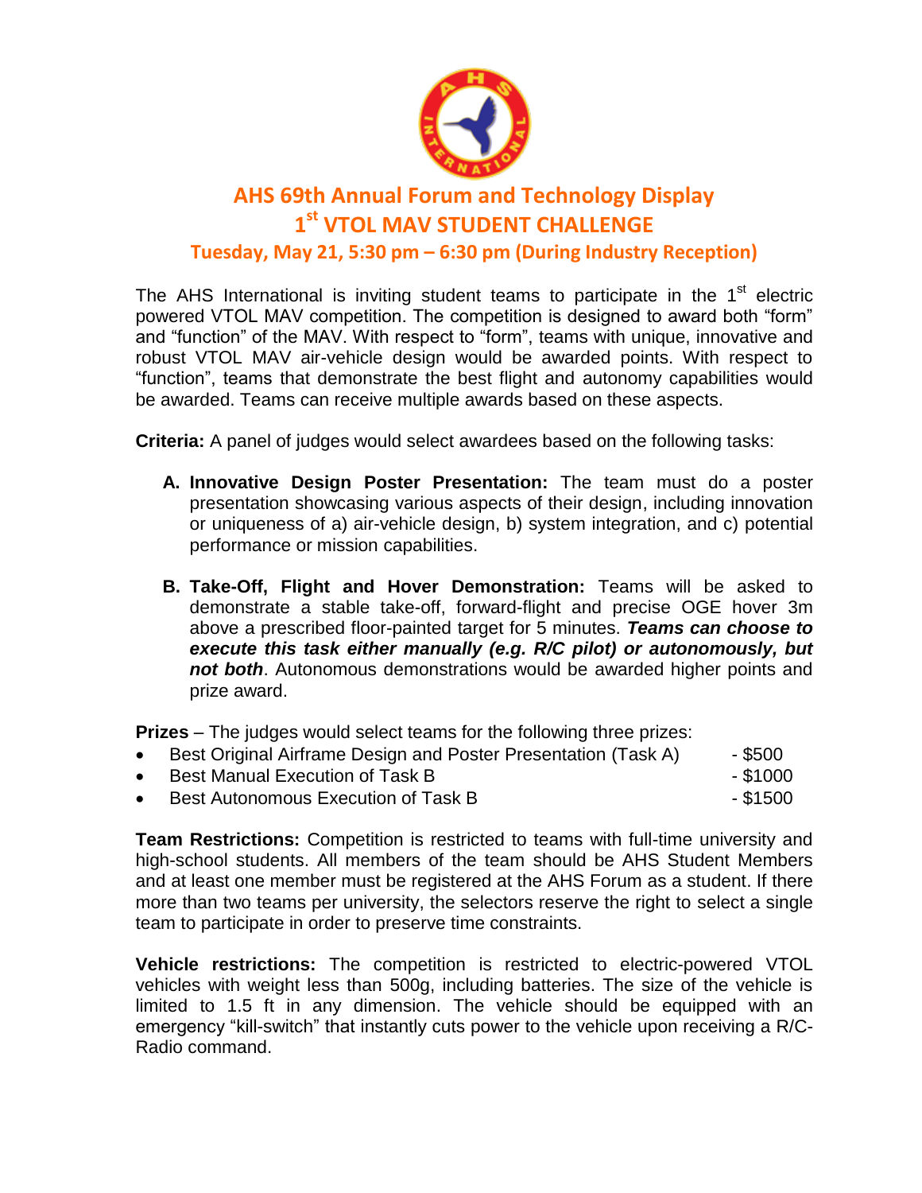# AHS 69th Annual Forum and Technology Display

## 1st VTOL MAV STUDENT CHALLENGE

### Tuesday, May 21, 5:30 pm – 6:30 pm (During Industry Reception)

The AHS International is inviting student teams to participate in the 1st electric powered VTOL MAV competition. The competition is designed to award both "form" and "function" of the MAV. With respect to "form", teams with unique, innovative and robust VTOL MAV air-vehicle design would be awarded points. With respect to "function", teams that demonstrate the best flight and autonomy capabilities would be awarded. Teams can receive multiple awards based on these aspects.

**Criteria:** A panel of judges would select awardees based on the following tasks:

A. **Innovative Design Poster Presentation:** The team must do a poster presentation showcasing various aspects of their design, including innovation or uniqueness of a) air-vehicle design, b) system integration, and c) potential performance or mission capabilities.

B. **Take-Off, Flight and Hover Demonstration:** Teams will be asked to demonstrate a stable take-off, forward-flight and precise OGE hover 3m above a prescribed floor-painted target for 5 minutes. ***Teams can choose to execute this task either manually (e.g. R/C pilot) or autonomously, but not both***. Autonomous demonstrations would be awarded higher points and prize award.

**Prizes** – The judges would select teams for the following three prizes:

- Best Original Airframe Design and Poster Presentation (Task A) - $500
- Best Manual Execution of Task B - $1000
- Best Autonomous Execution of Task B - $1500

**Team Restrictions:** Competition is restricted to teams with full-time university and high-school students. All members of the team should be AHS Student Members and at least one member must be registered at the AHS Forum as a student. If there more than two teams per university, the selectors reserve the right to select a single team to participate in order to preserve time constraints.

**Vehicle restrictions:** The competition is restricted to electric-powered VTOL vehicles with weight less than 500g, including batteries. The size of the vehicle is limited to 1.5 ft in any dimension. The vehicle should be equipped with an emergency "kill-switch" that instantly cuts power to the vehicle upon receiving a R/C-Radio command.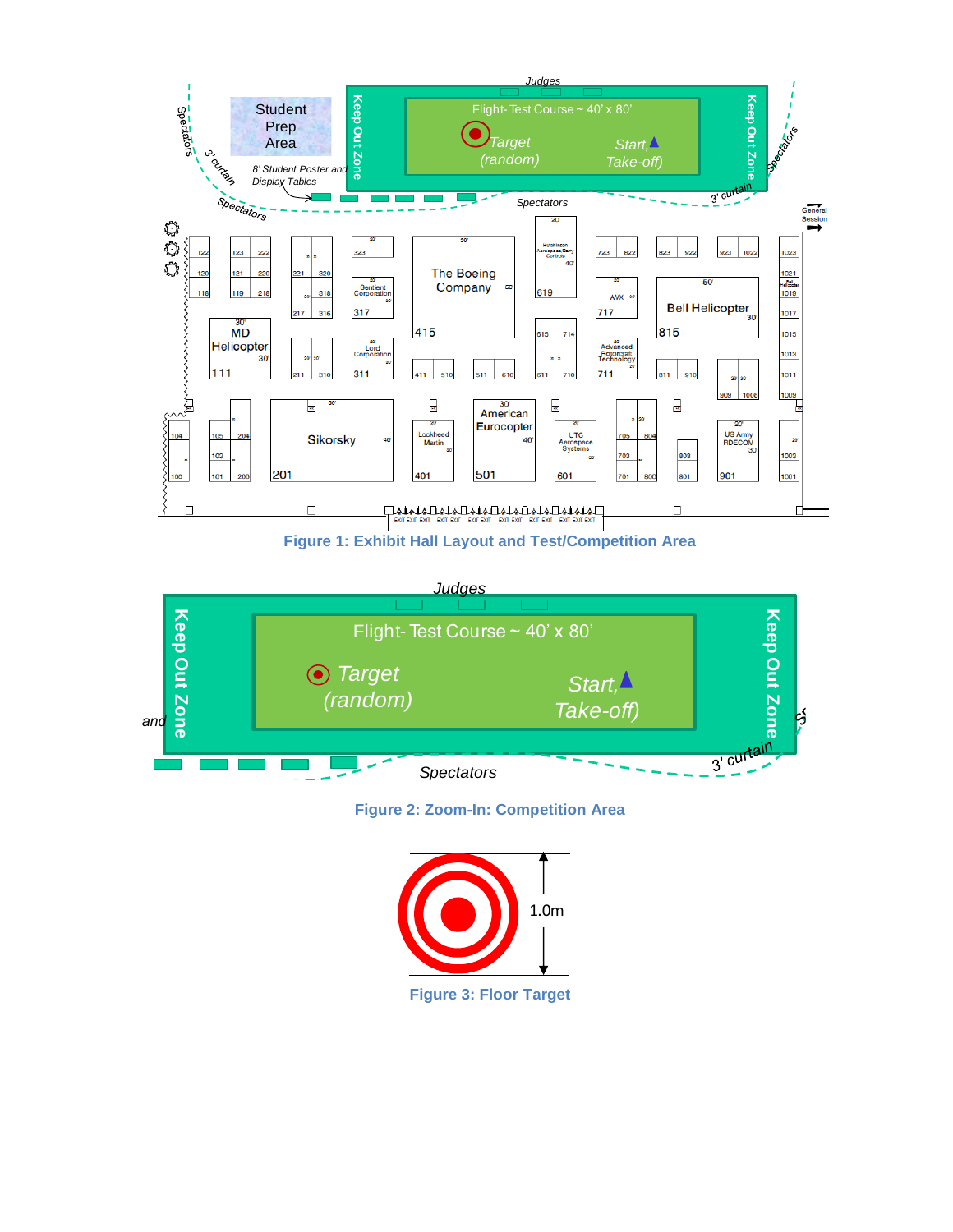Figure 1: Exhibit Hall Layout and Test/Competition Area

Figure 2: Zoom-In: Competition Area

Figure 3: Floor Target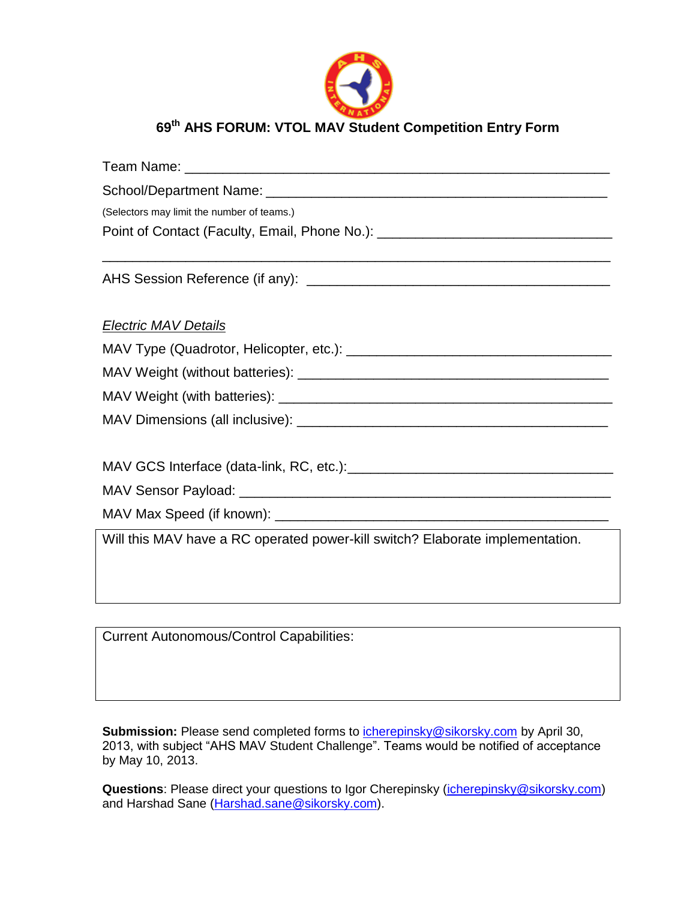## 69th AHS FORUM: VTOL MAV Student Competition Entry Form

Team Name: ___________________________________________________________

School/Department Name: ______________________________________________

(Selectors may limit the number of teams.)

Point of Contact (Faculty, Email, Phone No.): _____________________________

_____________________________________________________________________

AHS Session Reference (if any): ________________________________________

*Electric MAV Details*

MAV Type (Quadrotor, Helicopter, etc.): __________________________________

MAV Weight (without batteries): ________________________________________

MAV Weight (with batteries): ___________________________________________

MAV Dimensions (all inclusive): ________________________________________

MAV GCS Interface (data-link, RC, etc.):__________________________________

MAV Sensor Payload: _______________________________________________

MAV Max Speed (if known): ___________________________________________

| Will this MAV have a RC operated power-kill switch? Elaborate implementation. |
|---|
| |

| Current Autonomous/Control Capabilities: |
|---|
| |

**Submission:** Please send completed forms to icherepinsky@sikorsky.com by April 30, 2013, with subject "AHS MAV Student Challenge". Teams would be notified of acceptance by May 10, 2013.

**Questions**: Please direct your questions to Igor Cherepinsky (icherepinsky@sikorsky.com) and Harshad Sane (Harshad.sane@sikorsky.com).